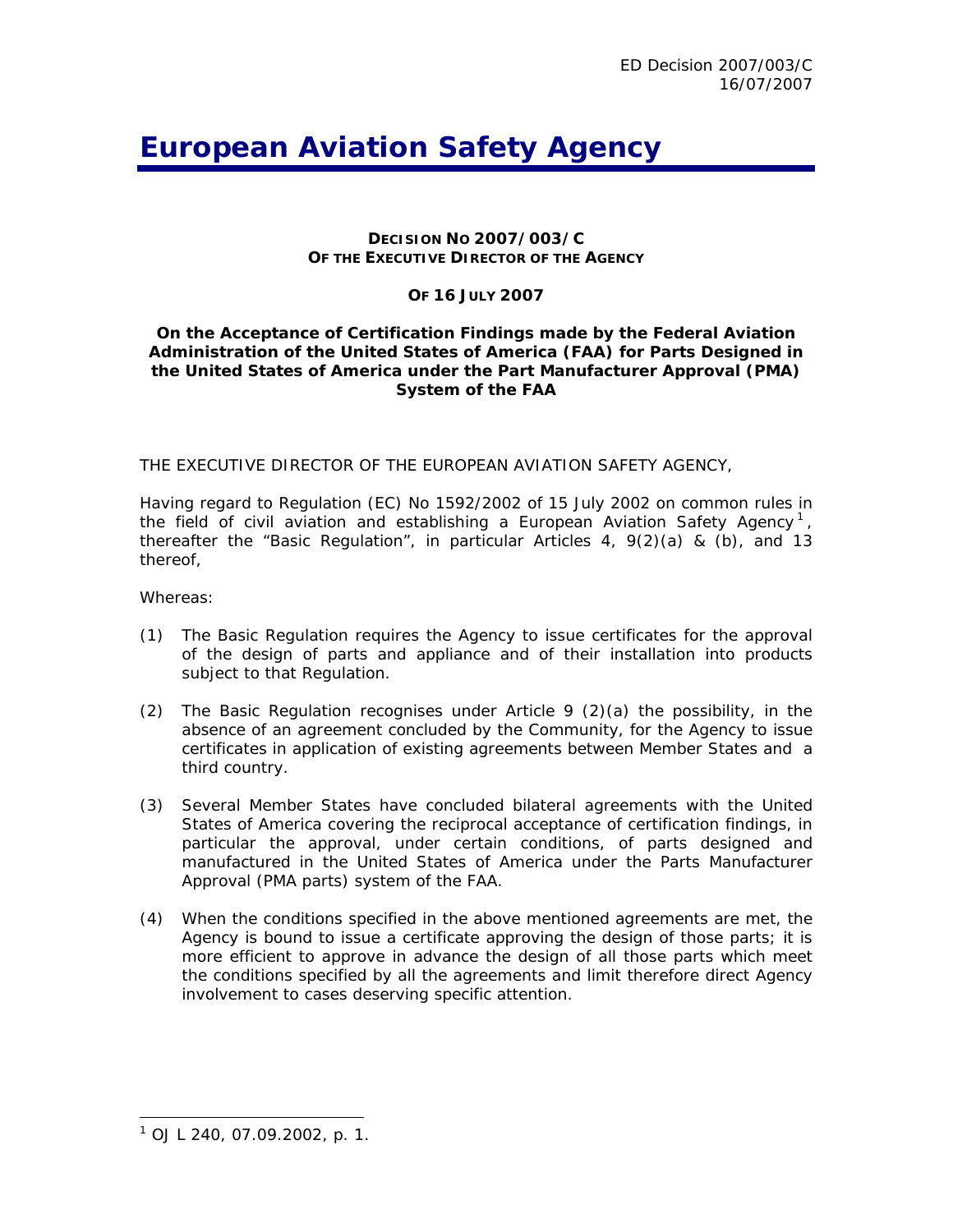ED Decision 2007/003/C
16/07/2007

# European Aviation Safety Agency

**DECISION NO 2007/003/C**
**OF THE EXECUTIVE DIRECTOR OF THE AGENCY**

**OF 16 JULY 2007**

**On the Acceptance of Certification Findings made by the Federal Aviation Administration of the United States of America (FAA) for Parts Designed in the United States of America under the Part Manufacturer Approval (PMA) System of the FAA**

THE EXECUTIVE DIRECTOR OF THE EUROPEAN AVIATION SAFETY AGENCY,

Having regard to Regulation (EC) No 1592/2002 of 15 July 2002 on common rules in the field of civil aviation and establishing a European Aviation Safety Agency[1], thereafter the "Basic Regulation", in particular Articles 4, 9(2)(a) & (b), and 13 thereof,

Whereas:

(1) The Basic Regulation requires the Agency to issue certificates for the approval of the design of parts and appliance and of their installation into products subject to that Regulation.

(2) The Basic Regulation recognises under Article 9 (2)(a) the possibility, in the absence of an agreement concluded by the Community, for the Agency to issue certificates in application of existing agreements between Member States and a third country.

(3) Several Member States have concluded bilateral agreements with the United States of America covering the reciprocal acceptance of certification findings, in particular the approval, under certain conditions, of parts designed and manufactured in the United States of America under the Parts Manufacturer Approval (PMA parts) system of the FAA.

(4) When the conditions specified in the above mentioned agreements are met, the Agency is bound to issue a certificate approving the design of those parts; it is more efficient to approve in advance the design of all those parts which meet the conditions specified by all the agreements and limit therefore direct Agency involvement to cases deserving specific attention.

---

[1] OJ L 240, 07.09.2002, p. 1.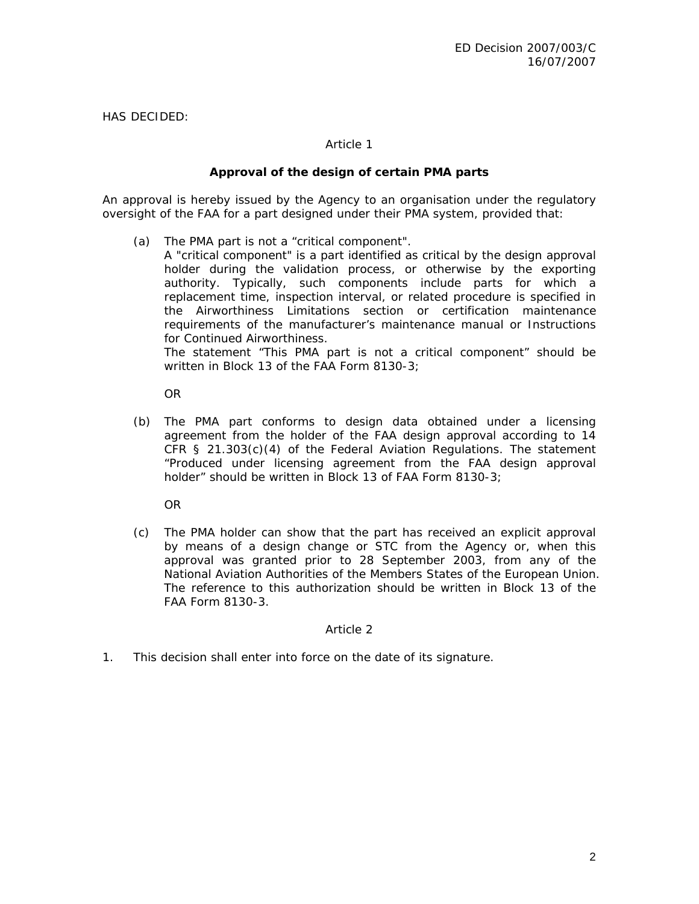HAS DECIDED:

Article 1

**Approval of the design of certain PMA parts**

An approval is hereby issued by the Agency to an organisation under the regulatory oversight of the FAA for a part designed under their PMA system, provided that:

(a) The PMA part is not a “critical component".
A "critical component" is a part identified as critical by the design approval holder during the validation process, or otherwise by the exporting authority. Typically, such components include parts for which a replacement time, inspection interval, or related procedure is specified in the Airworthiness Limitations section or certification maintenance requirements of the manufacturer’s maintenance manual or Instructions for Continued Airworthiness.
The statement “This PMA part is not a critical component” should be written in Block 13 of the FAA Form 8130-3;

OR

(b) The PMA part conforms to design data obtained under a licensing agreement from the holder of the FAA design approval according to 14 CFR § 21.303(c)(4) of the Federal Aviation Regulations. The statement “Produced under licensing agreement from the FAA design approval holder” should be written in Block 13 of FAA Form 8130-3;

OR

(c) The PMA holder can show that the part has received an explicit approval by means of a design change or STC from the Agency or, when this approval was granted prior to 28 September 2003, from any of the National Aviation Authorities of the Members States of the European Union. The reference to this authorization should be written in Block 13 of the FAA Form 8130-3.

Article 2

1. This decision shall enter into force on the date of its signature.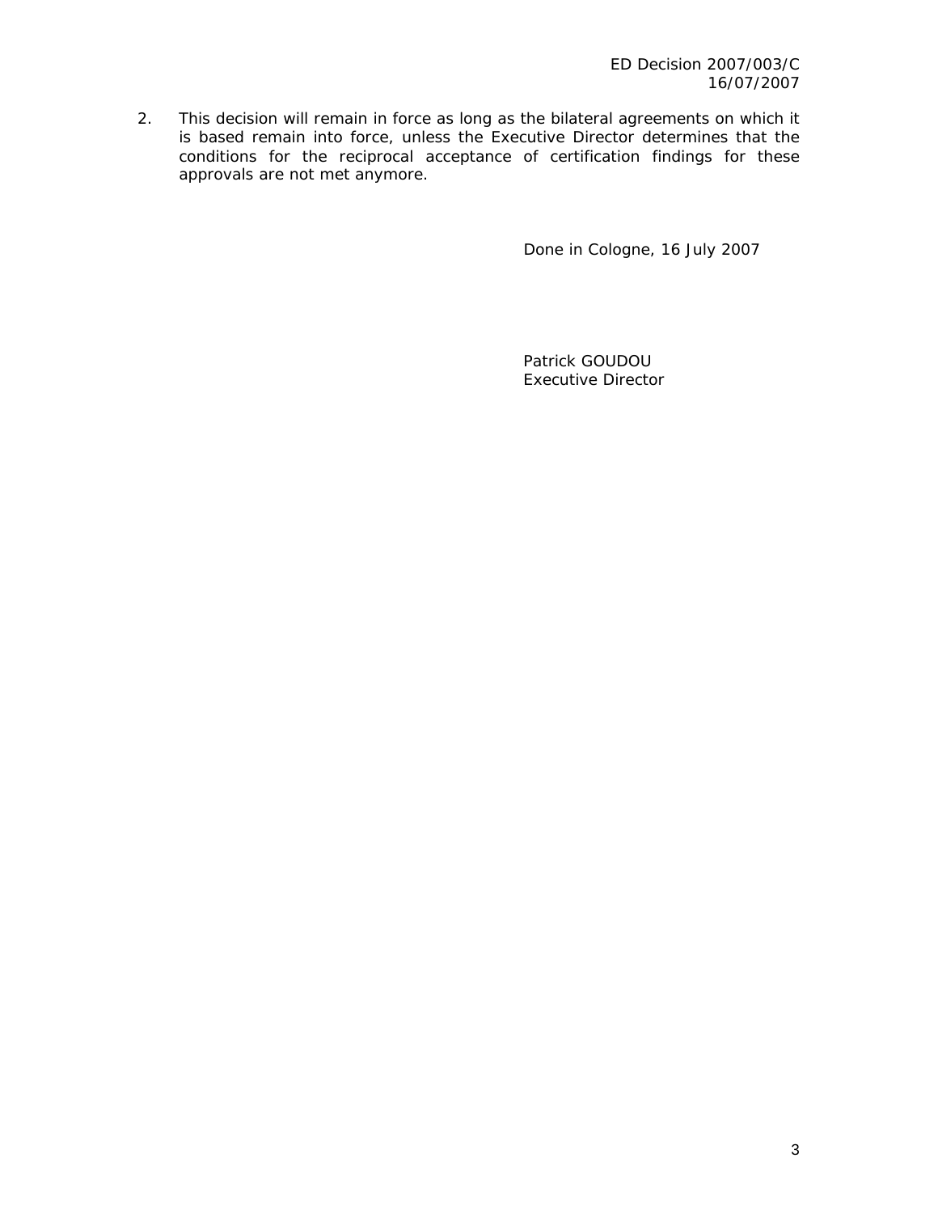2. This decision will remain in force as long as the bilateral agreements on which it is based remain into force, unless the Executive Director determines that the conditions for the reciprocal acceptance of certification findings for these approvals are not met anymore.

Done in Cologne, 16 July 2007

Patrick GOUDOU
Executive Director